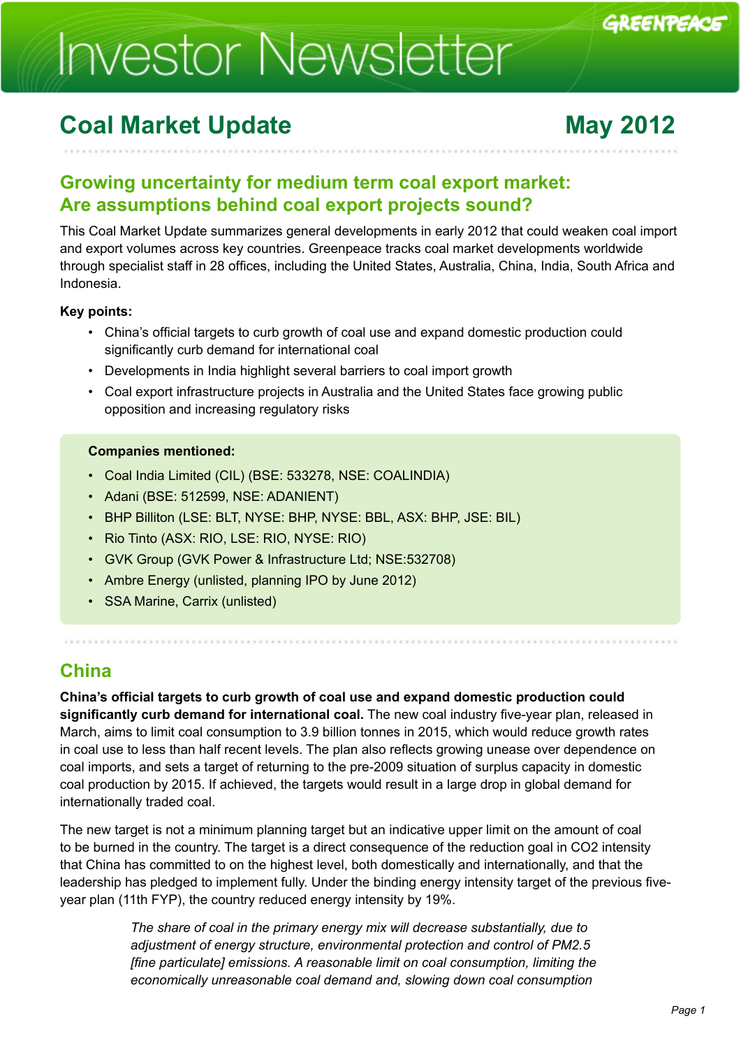# Investor Newsletter

GREENPEACE

## Coal Market Update

May 2012

### Growing uncertainty for medium term coal export market: Are assumptions behind coal export projects sound?

This Coal Market Update summarizes general developments in early 2012 that could weaken coal import and export volumes across key countries. Greenpeace tracks coal market developments worldwide through specialist staff in 28 offices, including the United States, Australia, China, India, South Africa and Indonesia.

**Key points:**

- China's official targets to curb growth of coal use and expand domestic production could significantly curb demand for international coal
- Developments in India highlight several barriers to coal import growth
- Coal export infrastructure projects in Australia and the United States face growing public opposition and increasing regulatory risks

**Companies mentioned:**

- Coal India Limited (CIL) (BSE: 533278, NSE: COALINDIA)
- Adani (BSE: 512599, NSE: ADANIENT)
- BHP Billiton (LSE: BLT, NYSE: BHP, NYSE: BBL, ASX: BHP, JSE: BIL)
- Rio Tinto (ASX: RIO, LSE: RIO, NYSE: RIO)
- GVK Group (GVK Power & Infrastructure Ltd; NSE:532708)
- Ambre Energy (unlisted, planning IPO by June 2012)
- SSA Marine, Carrix (unlisted)

## China

**China's official targets to curb growth of coal use and expand domestic production could significantly curb demand for international coal.** The new coal industry five-year plan, released in March, aims to limit coal consumption to 3.9 billion tonnes in 2015, which would reduce growth rates in coal use to less than half recent levels. The plan also reflects growing unease over dependence on coal imports, and sets a target of returning to the pre-2009 situation of surplus capacity in domestic coal production by 2015. If achieved, the targets would result in a large drop in global demand for internationally traded coal.

The new target is not a minimum planning target but an indicative upper limit on the amount of coal to be burned in the country. The target is a direct consequence of the reduction goal in CO2 intensity that China has committed to on the highest level, both domestically and internationally, and that the leadership has pledged to implement fully. Under the binding energy intensity target of the previous five-year plan (11th FYP), the country reduced energy intensity by 19%.

> *The share of coal in the primary energy mix will decrease substantially, due to adjustment of energy structure, environmental protection and control of PM2.5 [fine particulate] emissions. A reasonable limit on coal consumption, limiting the economically unreasonable coal demand and, slowing down coal consumption*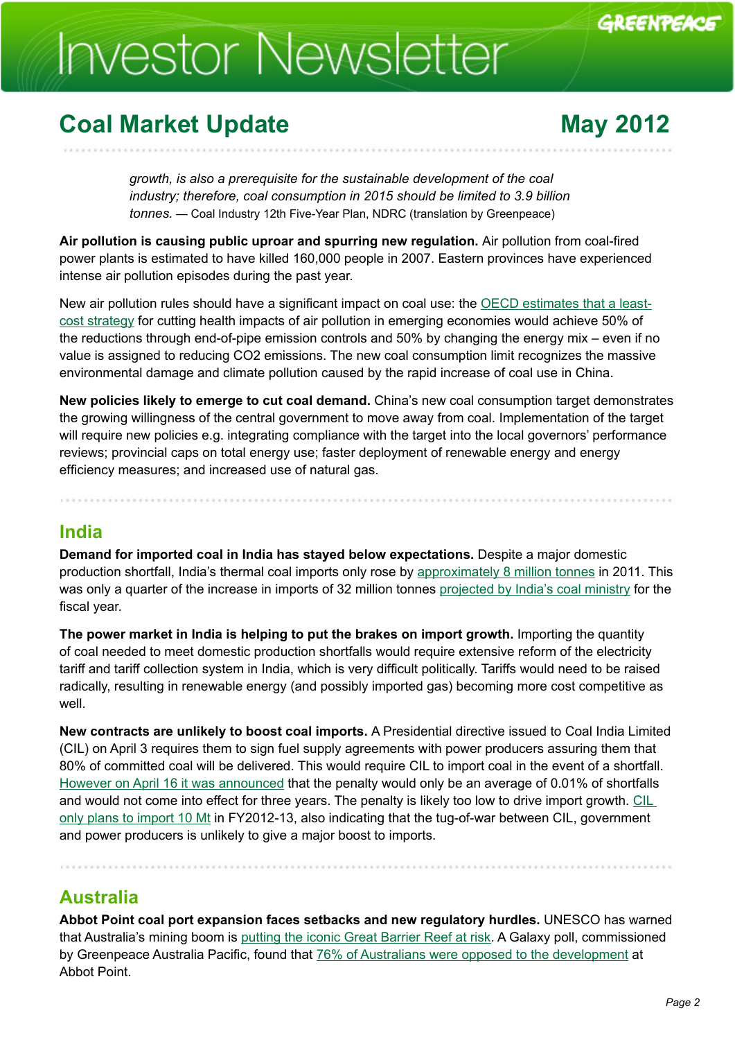*growth, is also a prerequisite for the sustainable development of the coal industry; therefore, coal consumption in 2015 should be limited to 3.9 billion tonnes.* — Coal Industry 12th Five-Year Plan, NDRC (translation by Greenpeace)

**Air pollution is causing public uproar and spurring new regulation.** Air pollution from coal-fired power plants is estimated to have killed 160,000 people in 2007. Eastern provinces have experienced intense air pollution episodes during the past year.

New air pollution rules should have a significant impact on coal use: the OECD estimates that a least-cost strategy for cutting health impacts of air pollution in emerging economies would achieve 50% of the reductions through end-of-pipe emission controls and 50% by changing the energy mix – even if no value is assigned to reducing $CO_2$ emissions. The new coal consumption limit recognizes the massive environmental damage and climate pollution caused by the rapid increase of coal use in China.

**New policies likely to emerge to cut coal demand.** China's new coal consumption target demonstrates the growing willingness of the central government to move away from coal. Implementation of the target will require new policies e.g. integrating compliance with the target into the local governors' performance reviews; provincial caps on total energy use; faster deployment of renewable energy and energy efficiency measures; and increased use of natural gas.

## India

**Demand for imported coal in India has stayed below expectations.** Despite a major domestic production shortfall, India's thermal coal imports only rose by approximately 8 million tonnes in 2011. This was only a quarter of the increase in imports of 32 million tonnes projected by India's coal ministry for the fiscal year.

**The power market in India is helping to put the brakes on import growth.** Importing the quantity of coal needed to meet domestic production shortfalls would require extensive reform of the electricity tariff and tariff collection system in India, which is very difficult politically. Tariffs would need to be raised radically, resulting in renewable energy (and possibly imported gas) becoming more cost competitive as well.

**New contracts are unlikely to boost coal imports.** A Presidential directive issued to Coal India Limited (CIL) on April 3 requires them to sign fuel supply agreements with power producers assuring them that 80% of committed coal will be delivered. This would require CIL to import coal in the event of a shortfall. However on April 16 it was announced that the penalty would only be an average of 0.01% of shortfalls and would not come into effect for three years. The penalty is likely too low to drive import growth. CIL only plans to import 10 Mt in FY2012-13, also indicating that the tug-of-war between CIL, government and power producers is unlikely to give a major boost to imports.

## Australia

**Abbot Point coal port expansion faces setbacks and new regulatory hurdles.** UNESCO has warned that Australia's mining boom is putting the iconic Great Barrier Reef at risk. A Galaxy poll, commissioned by Greenpeace Australia Pacific, found that 76% of Australians were opposed to the development at Abbot Point.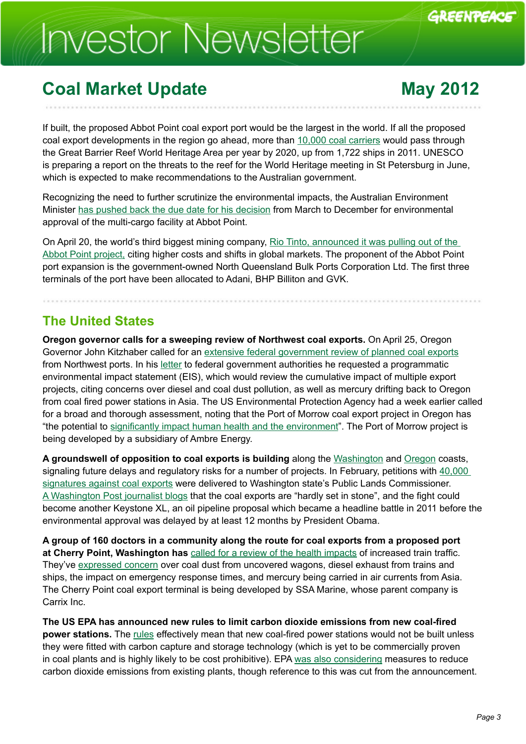# Investor Newsletter

## Coal Market Update

May 2012

If built, the proposed Abbot Point coal export port would be the largest in the world. If all the proposed coal export developments in the region go ahead, more than 10,000 coal carriers would pass through the Great Barrier Reef World Heritage Area per year by 2020, up from 1,722 ships in 2011. UNESCO is preparing a report on the threats to the reef for the World Heritage meeting in St Petersburg in June, which is expected to make recommendations to the Australian government.

Recognizing the need to further scrutinize the environmental impacts, the Australian Environment Minister has pushed back the due date for his decision from March to December for environmental approval of the multi-cargo facility at Abbot Point.

On April 20, the world's third biggest mining company, Rio Tinto, announced it was pulling out of the Abbot Point project, citing higher costs and shifts in global markets. The proponent of the Abbot Point port expansion is the government-owned North Queensland Bulk Ports Corporation Ltd. The first three terminals of the port have been allocated to Adani, BHP Billiton and GVK.

## The United States

**Oregon governor calls for a sweeping review of Northwest coal exports.** On April 25, Oregon Governor John Kitzhaber called for an extensive federal government review of planned coal exports from Northwest ports. In his letter to federal government authorities he requested a programmatic environmental impact statement (EIS), which would review the cumulative impact of multiple export projects, citing concerns over diesel and coal dust pollution, as well as mercury drifting back to Oregon from coal fired power stations in Asia. The US Environmental Protection Agency had a week earlier called for a broad and thorough assessment, noting that the Port of Morrow coal export project in Oregon has "the potential to significantly impact human health and the environment". The Port of Morrow project is being developed by a subsidiary of Ambre Energy.

**A groundswell of opposition to coal exports is building** along the Washington and Oregon coasts, signaling future delays and regulatory risks for a number of projects. In February, petitions with 40,000 signatures against coal exports were delivered to Washington state's Public Lands Commissioner. A Washington Post journalist blogs that the coal exports are "hardly set in stone", and the fight could become another Keystone XL, an oil pipeline proposal which became a headline battle in 2011 before the environmental approval was delayed by at least 12 months by President Obama.

**A group of 160 doctors in a community along the route for coal exports from a proposed port at Cherry Point, Washington has** called for a review of the health impacts of increased train traffic. They've expressed concern over coal dust from uncovered wagons, diesel exhaust from trains and ships, the impact on emergency response times, and mercury being carried in air currents from Asia. The Cherry Point coal export terminal is being developed by SSA Marine, whose parent company is Carrix Inc.

**The US EPA has announced new rules to limit carbon dioxide emissions from new coal-fired power stations.** The rules effectively mean that new coal-fired power stations would not be built unless they were fitted with carbon capture and storage technology (which is yet to be commercially proven in coal plants and is highly likely to be cost prohibitive). EPA was also considering measures to reduce carbon dioxide emissions from existing plants, though reference to this was cut from the announcement.